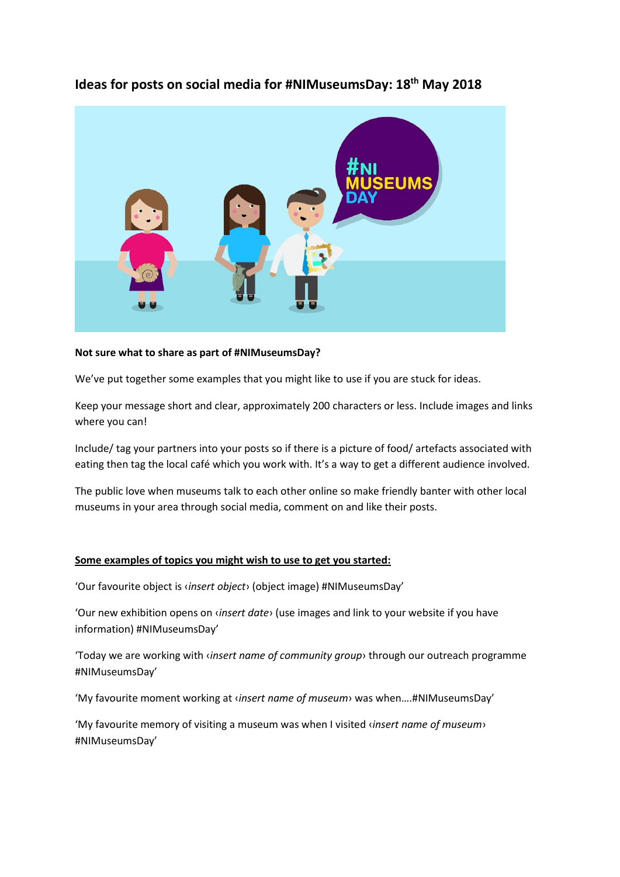## Ideas for posts on social media for #NIMuseumsDay: 18th May 2018

**Not sure what to share as part of #NIMuseumsDay?**

We've put together some examples that you might like to use if you are stuck for ideas.

Keep your message short and clear, approximately 200 characters or less. Include images and links where you can!

Include/ tag your partners into your posts so if there is a picture of food/ artefacts associated with eating then tag the local café which you work with. It's a way to get a different audience involved.

The public love when museums talk to each other online so make friendly banter with other local museums in your area through social media, comment on and like their posts.

<u>**Some examples of topics you might wish to use to get you started:**</u>

'Our favourite object is ‹*insert object*› (object image) #NIMuseumsDay'

'Our new exhibition opens on ‹*insert date*› (use images and link to your website if you have information) #NIMuseumsDay'

'Today we are working with ‹*insert name of community group*› through our outreach programme #NIMuseumsDay'

'My favourite moment working at ‹*insert name of museum*› was when….#NIMuseumsDay'

'My favourite memory of visiting a museum was when I visited ‹*insert name of museum*› #NIMuseumsDay'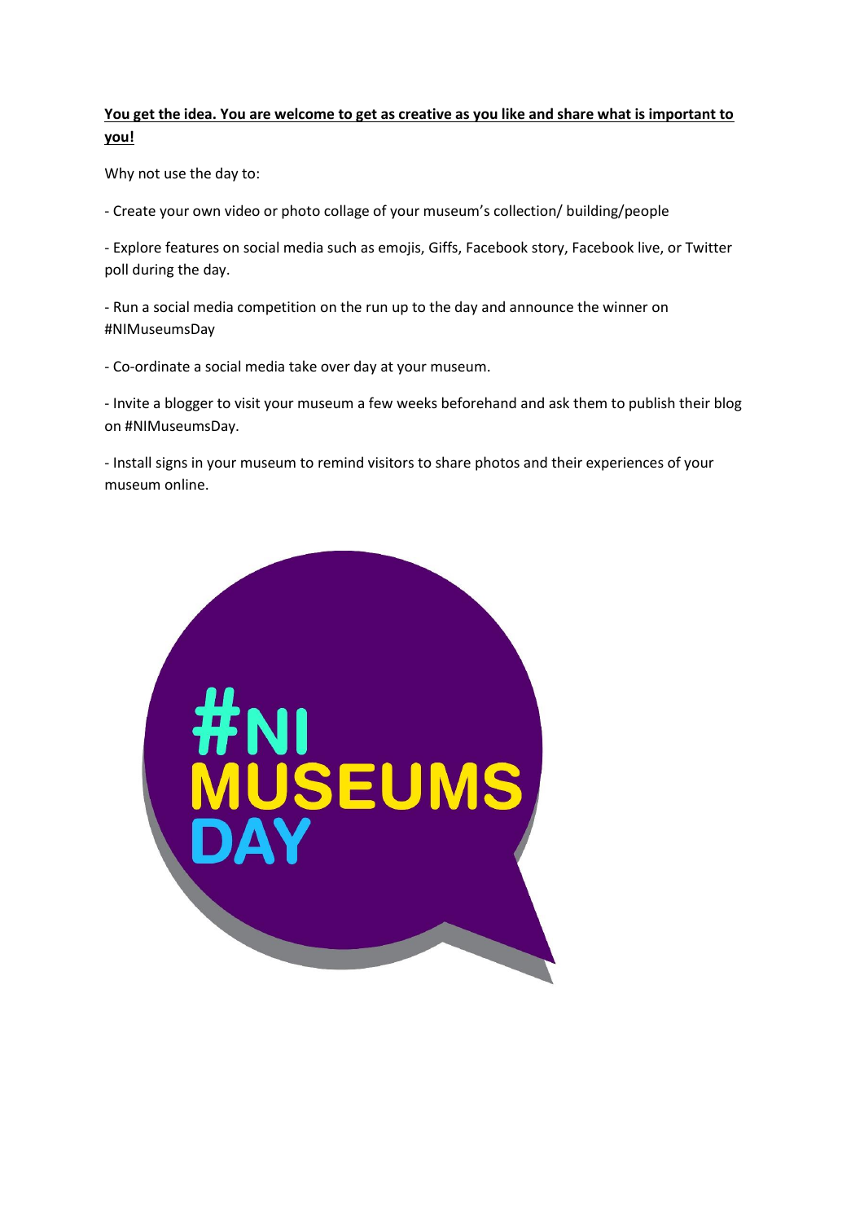**You get the idea. You are welcome to get as creative as you like and share what is important to you!**

Why not use the day to:

- Create your own video or photo collage of your museum's collection/ building/people

- Explore features on social media such as emojis, Giffs, Facebook story, Facebook live, or Twitter poll during the day.

- Run a social media competition on the run up to the day and announce the winner on #NIMuseumsDay

- Co-ordinate a social media take over day at your museum.

- Invite a blogger to visit your museum a few weeks beforehand and ask them to publish their blog on #NIMuseumsDay.

- Install signs in your museum to remind visitors to share photos and their experiences of your museum online.

#NI MUSEUMS DAY